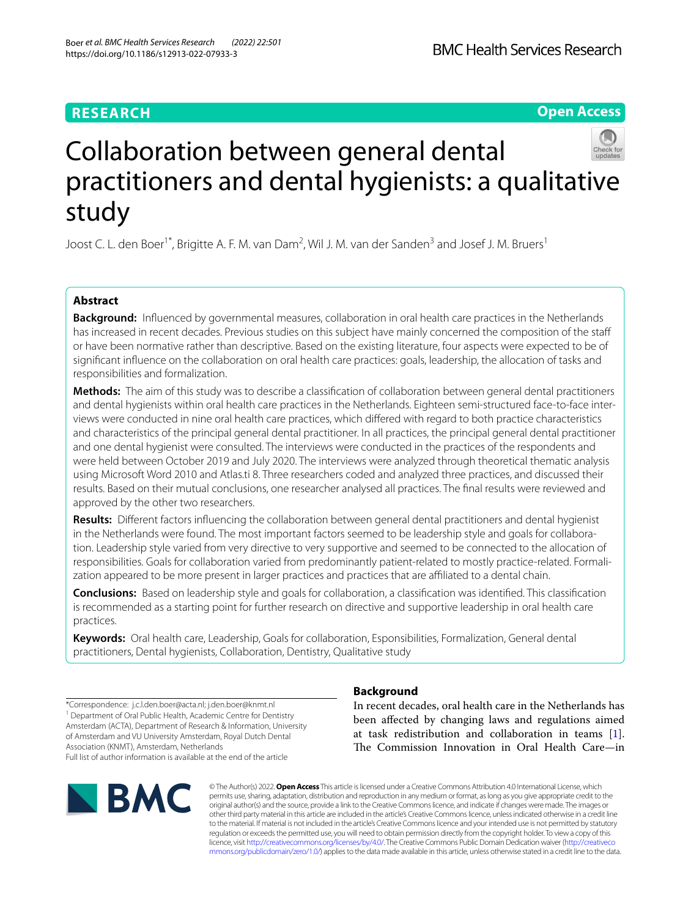RESEARCH

Open Access

# Collaboration between general dental practitioners and dental hygienists: a qualitative study

Joost C. L. den Boer[1*], Brigitte A. F. M. van Dam[2], Wil J. M. van der Sanden[3] and Josef J. M. Bruers[1]

## Abstract

**Background:** Influenced by governmental measures, collaboration in oral health care practices in the Netherlands has increased in recent decades. Previous studies on this subject have mainly concerned the composition of the staff or have been normative rather than descriptive. Based on the existing literature, four aspects were expected to be of significant influence on the collaboration on oral health care practices: goals, leadership, the allocation of tasks and responsibilities and formalization.

**Methods:** The aim of this study was to describe a classification of collaboration between general dental practitioners and dental hygienists within oral health care practices in the Netherlands. Eighteen semi-structured face-to-face interviews were conducted in nine oral health care practices, which differed with regard to both practice characteristics and characteristics of the principal general dental practitioner. In all practices, the principal general dental practitioner and one dental hygienist were consulted. The interviews were conducted in the practices of the respondents and were held between October 2019 and July 2020. The interviews were analyzed through theoretical thematic analysis using Microsoft Word 2010 and Atlas.ti 8. Three researchers coded and analyzed three practices, and discussed their results. Based on their mutual conclusions, one researcher analysed all practices. The final results were reviewed and approved by the other two researchers.

**Results:** Different factors influencing the collaboration between general dental practitioners and dental hygienist in the Netherlands were found. The most important factors seemed to be leadership style and goals for collaboration. Leadership style varied from very directive to very supportive and seemed to be connected to the allocation of responsibilities. Goals for collaboration varied from predominantly patient-related to mostly practice-related. Formalization appeared to be more present in larger practices and practices that are affiliated to a dental chain.

**Conclusions:** Based on leadership style and goals for collaboration, a classification was identified. This classification is recommended as a starting point for further research on directive and supportive leadership in oral health care practices.

**Keywords:** Oral health care, Leadership, Goals for collaboration, Esponsibilities, Formalization, General dental practitioners, Dental hygienists, Collaboration, Dentistry, Qualitative study

*Correspondence: j.c.l.den.boer@acta.nl; j.den.boer@knmt.nl
[1] Department of Oral Public Health, Academic Centre for Dentistry Amsterdam (ACTA), Department of Research & Information, University of Amsterdam and VU University Amsterdam, Royal Dutch Dental Association (KNMT), Amsterdam, Netherlands
Full list of author information is available at the end of the article

## Background

In recent decades, oral health care in the Netherlands has been affected by changing laws and regulations aimed at task redistribution and collaboration in teams [1]. The Commission Innovation in Oral Health Care—in

© The Author(s) 2022. **Open Access** This article is licensed under a Creative Commons Attribution 4.0 International License, which permits use, sharing, adaptation, distribution and reproduction in any medium or format, as long as you give appropriate credit to the original author(s) and the source, provide a link to the Creative Commons licence, and indicate if changes were made. The images or other third party material in this article are included in the article's Creative Commons licence, unless indicated otherwise in a credit line to the material. If material is not included in the article's Creative Commons licence and your intended use is not permitted by statutory regulation or exceeds the permitted use, you will need to obtain permission directly from the copyright holder. To view a copy of this licence, visit http://creativecommons.org/licenses/by/4.0/. The Creative Commons Public Domain Dedication waiver (http://creativecommons.org/publicdomain/zero/1.0/) applies to the data made available in this article, unless otherwise stated in a credit line to the data.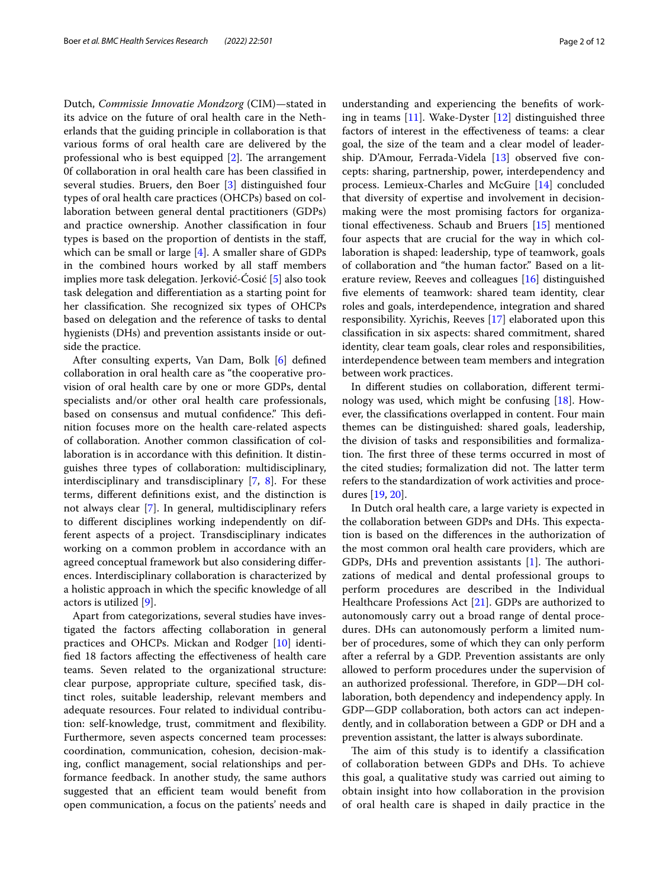Dutch, *Commissie Innovatie Mondzorg* (CIM)—stated in its advice on the future of oral health care in the Netherlands that the guiding principle in collaboration is that various forms of oral health care are delivered by the professional who is best equipped [2]. The arrangement 0f collaboration in oral health care has been classified in several studies. Bruers, den Boer [3] distinguished four types of oral health care practices (OHCPs) based on collaboration between general dental practitioners (GDPs) and practice ownership. Another classification in four types is based on the proportion of dentists in the staff, which can be small or large [4]. A smaller share of GDPs in the combined hours worked by all staff members implies more task delegation. Jerković-Ćosić [5] also took task delegation and differentiation as a starting point for her classification. She recognized six types of OHCPs based on delegation and the reference of tasks to dental hygienists (DHs) and prevention assistants inside or outside the practice.

After consulting experts, Van Dam, Bolk [6] defined collaboration in oral health care as "the cooperative provision of oral health care by one or more GDPs, dental specialists and/or other oral health care professionals, based on consensus and mutual confidence." This definition focuses more on the health care-related aspects of collaboration. Another common classification of collaboration is in accordance with this definition. It distinguishes three types of collaboration: multidisciplinary, interdisciplinary and transdisciplinary [7, 8]. For these terms, different definitions exist, and the distinction is not always clear [7]. In general, multidisciplinary refers to different disciplines working independently on different aspects of a project. Transdisciplinary indicates working on a common problem in accordance with an agreed conceptual framework but also considering differences. Interdisciplinary collaboration is characterized by a holistic approach in which the specific knowledge of all actors is utilized [9].

Apart from categorizations, several studies have investigated the factors affecting collaboration in general practices and OHCPs. Mickan and Rodger [10] identified 18 factors affecting the effectiveness of health care teams. Seven related to the organizational structure: clear purpose, appropriate culture, specified task, distinct roles, suitable leadership, relevant members and adequate resources. Four related to individual contribution: self-knowledge, trust, commitment and flexibility. Furthermore, seven aspects concerned team processes: coordination, communication, cohesion, decision-making, conflict management, social relationships and performance feedback. In another study, the same authors suggested that an efficient team would benefit from open communication, a focus on the patients' needs and understanding and experiencing the benefits of working in teams [11]. Wake-Dyster [12] distinguished three factors of interest in the effectiveness of teams: a clear goal, the size of the team and a clear model of leadership. D'Amour, Ferrada-Videla [13] observed five concepts: sharing, partnership, power, interdependency and process. Lemieux-Charles and McGuire [14] concluded that diversity of expertise and involvement in decision-making were the most promising factors for organizational effectiveness. Schaub and Bruers [15] mentioned four aspects that are crucial for the way in which collaboration is shaped: leadership, type of teamwork, goals of collaboration and "the human factor." Based on a literature review, Reeves and colleagues [16] distinguished five elements of teamwork: shared team identity, clear roles and goals, interdependence, integration and shared responsibility. Xyrichis, Reeves [17] elaborated upon this classification in six aspects: shared commitment, shared identity, clear team goals, clear roles and responsibilities, interdependence between team members and integration between work practices.

In different studies on collaboration, different terminology was used, which might be confusing [18]. However, the classifications overlapped in content. Four main themes can be distinguished: shared goals, leadership, the division of tasks and responsibilities and formalization. The first three of these terms occurred in most of the cited studies; formalization did not. The latter term refers to the standardization of work activities and procedures [19, 20].

In Dutch oral health care, a large variety is expected in the collaboration between GDPs and DHs. This expectation is based on the differences in the authorization of the most common oral health care providers, which are GDPs, DHs and prevention assistants [1]. The authorizations of medical and dental professional groups to perform procedures are described in the Individual Healthcare Professions Act [21]. GDPs are authorized to autonomously carry out a broad range of dental procedures. DHs can autonomously perform a limited number of procedures, some of which they can only perform after a referral by a GDP. Prevention assistants are only allowed to perform procedures under the supervision of an authorized professional. Therefore, in GDP—DH collaboration, both dependency and independency apply. In GDP—GDP collaboration, both actors can act independently, and in collaboration between a GDP or DH and a prevention assistant, the latter is always subordinate.

The aim of this study is to identify a classification of collaboration between GDPs and DHs. To achieve this goal, a qualitative study was carried out aiming to obtain insight into how collaboration in the provision of oral health care is shaped in daily practice in the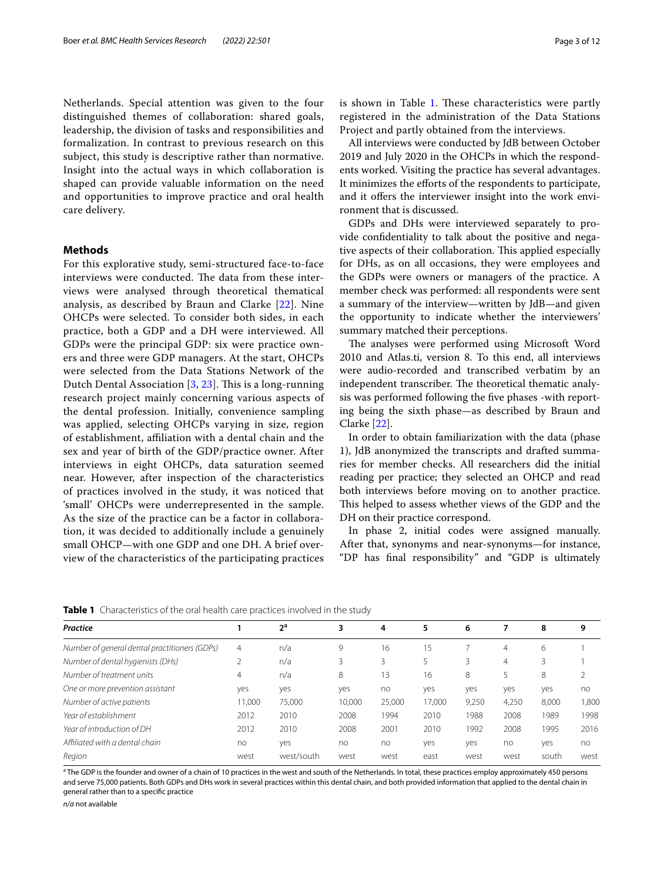Netherlands. Special attention was given to the four distinguished themes of collaboration: shared goals, leadership, the division of tasks and responsibilities and formalization. In contrast to previous research on this subject, this study is descriptive rather than normative. Insight into the actual ways in which collaboration is shaped can provide valuable information on the need and opportunities to improve practice and oral health care delivery.

## Methods

For this explorative study, semi-structured face-to-face interviews were conducted. The data from these interviews were analysed through theoretical thematical analysis, as described by Braun and Clarke [22]. Nine OHCPs were selected. To consider both sides, in each practice, both a GDP and a DH were interviewed. All GDPs were the principal GDP: six were practice owners and three were GDP managers. At the start, OHCPs were selected from the Data Stations Network of the Dutch Dental Association [3, 23]. This is a long-running research project mainly concerning various aspects of the dental profession. Initially, convenience sampling was applied, selecting OHCPs varying in size, region of establishment, affiliation with a dental chain and the sex and year of birth of the GDP/practice owner. After interviews in eight OHCPs, data saturation seemed near. However, after inspection of the characteristics of practices involved in the study, it was noticed that 'small' OHCPs were underrepresented in the sample. As the size of the practice can be a factor in collaboration, it was decided to additionally include a genuinely small OHCP—with one GDP and one DH. A brief overview of the characteristics of the participating practices is shown in Table 1. These characteristics were partly registered in the administration of the Data Stations Project and partly obtained from the interviews.

All interviews were conducted by JdB between October 2019 and July 2020 in the OHCPs in which the respondents worked. Visiting the practice has several advantages. It minimizes the efforts of the respondents to participate, and it offers the interviewer insight into the work environment that is discussed.

GDPs and DHs were interviewed separately to provide confidentiality to talk about the positive and negative aspects of their collaboration. This applied especially for DHs, as on all occasions, they were employees and the GDPs were owners or managers of the practice. A member check was performed: all respondents were sent a summary of the interview—written by JdB—and given the opportunity to indicate whether the interviewers' summary matched their perceptions.

The analyses were performed using Microsoft Word 2010 and Atlas.ti, version 8. To this end, all interviews were audio-recorded and transcribed verbatim by an independent transcriber. The theoretical thematic analysis was performed following the five phases -with reporting being the sixth phase—as described by Braun and Clarke [22].

In order to obtain familiarization with the data (phase 1), JdB anonymized the transcripts and drafted summaries for member checks. All researchers did the initial reading per practice; they selected an OHCP and read both interviews before moving on to another practice. This helped to assess whether views of the GDP and the DH on their practice correspond.

In phase 2, initial codes were assigned manually. After that, synonyms and near-synonyms—for instance, "DP has final responsibility" and "GDP is ultimately

**Table 1** Characteristics of the oral health care practices involved in the study

| *Practice* | 1 | 2[a] | 3 | 4 | 5 | 6 | 7 | 8 | 9 |
|---|---|---|---|---|---|---|---|---|---|
| *Number of general dental practitioners (GDPs)* | 4 | n/a | 9 | 16 | 15 | 7 | 4 | 6 | 1 |
| *Number of dental hygienists (DHs)* | 2 | n/a | 3 | 3 | 5 | 3 | 4 | 3 | 1 |
| *Number of treatment units* | 4 | n/a | 8 | 13 | 16 | 8 | 5 | 8 | 2 |
| *One or more prevention assistant* | yes | yes | yes | no | yes | yes | yes | yes | no |
| *Number of active patients* | 11,000 | 75,000 | 10,000 | 25,000 | 17,000 | 9,250 | 4,250 | 8,000 | 1,800 |
| *Year of establishment* | 2012 | 2010 | 2008 | 1994 | 2010 | 1988 | 2008 | 1989 | 1998 |
| *Year of introduction of DH* | 2012 | 2010 | 2008 | 2001 | 2010 | 1992 | 2008 | 1995 | 2016 |
| *Affiliated with a dental chain* | no | yes | no | no | yes | yes | no | yes | no |
| *Region* | west | west/south | west | west | east | west | west | south | west |

[a] The GDP is the founder and owner of a chain of 10 practices in the west and south of the Netherlands. In total, these practices employ approximately 450 persons and serve 75,000 patients. Both GDPs and DHs work in several practices within this dental chain, and both provided information that applied to the dental chain in general rather than to a specific practice

*n/a* not available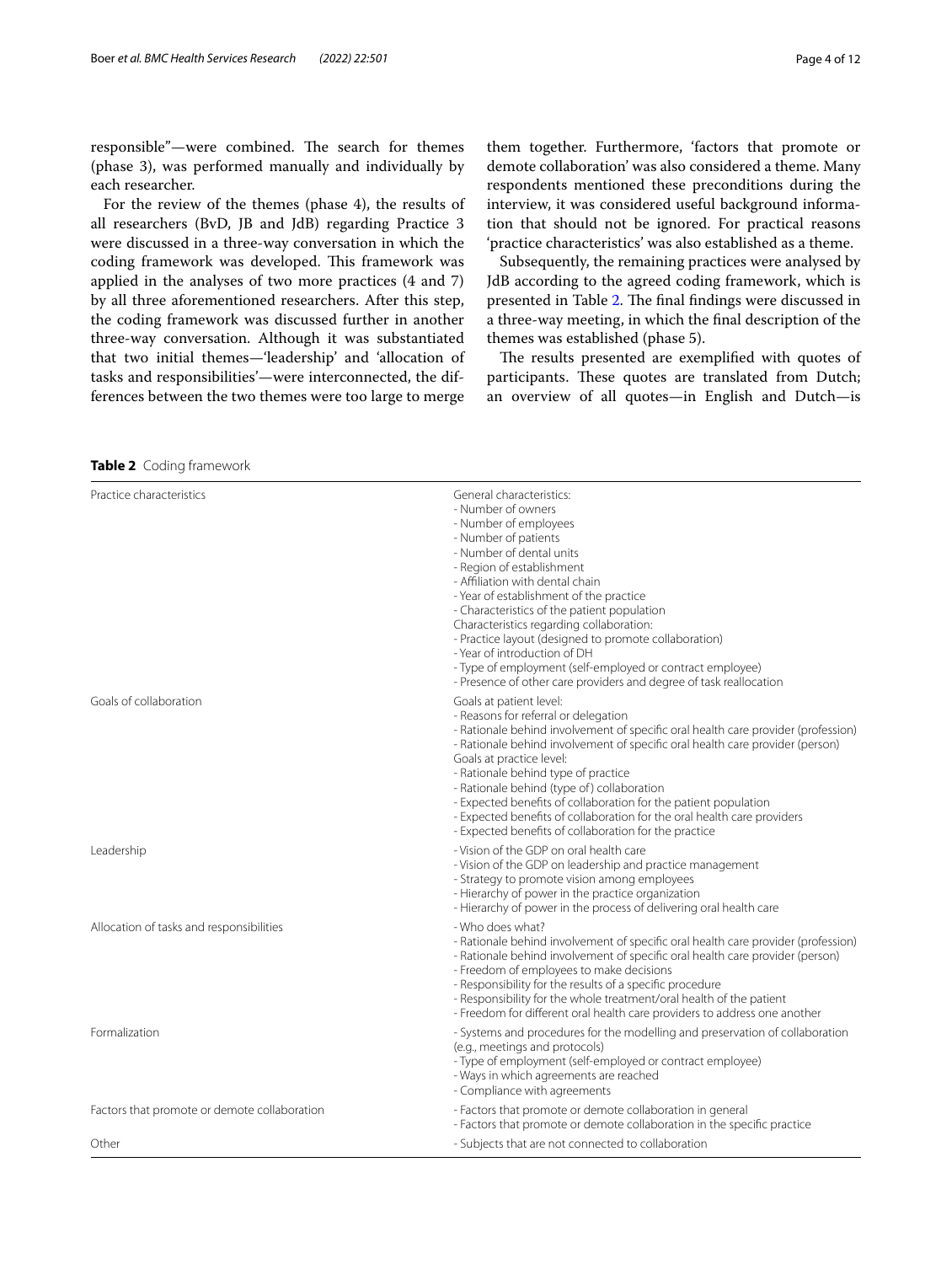responsible"—were combined. The search for themes (phase 3), was performed manually and individually by each researcher.

For the review of the themes (phase 4), the results of all researchers (BvD, JB and JdB) regarding Practice 3 were discussed in a three-way conversation in which the coding framework was developed. This framework was applied in the analyses of two more practices (4 and 7) by all three aforementioned researchers. After this step, the coding framework was discussed further in another three-way conversation. Although it was substantiated that two initial themes—'leadership' and 'allocation of tasks and responsibilities'—were interconnected, the differences between the two themes were too large to merge them together. Furthermore, 'factors that promote or demote collaboration' was also considered a theme. Many respondents mentioned these preconditions during the interview, it was considered useful background information that should not be ignored. For practical reasons 'practice characteristics' was also established as a theme.

Subsequently, the remaining practices were analysed by JdB according to the agreed coding framework, which is presented in Table 2. The final findings were discussed in a three-way meeting, in which the final description of the themes was established (phase 5).

The results presented are exemplified with quotes of participants. These quotes are translated from Dutch; an overview of all quotes—in English and Dutch—is

**Table 2** Coding framework

| | |
|---|---|
| Practice characteristics | General characteristics:<br>- Number of owners<br>- Number of employees<br>- Number of patients<br>- Number of dental units<br>- Region of establishment<br>- Affiliation with dental chain<br>- Year of establishment of the practice<br>- Characteristics of the patient population<br>Characteristics regarding collaboration:<br>- Practice layout (designed to promote collaboration)<br>- Year of introduction of DH<br>- Type of employment (self-employed or contract employee)<br>- Presence of other care providers and degree of task reallocation |
| Goals of collaboration | Goals at patient level:<br>- Reasons for referral or delegation<br>- Rationale behind involvement of specific oral health care provider (profession)<br>- Rationale behind involvement of specific oral health care provider (person)<br>Goals at practice level:<br>- Rationale behind type of practice<br>- Rationale behind (type of) collaboration<br>- Expected benefits of collaboration for the patient population<br>- Expected benefits of collaboration for the oral health care providers<br>- Expected benefits of collaboration for the practice |
| Leadership | - Vision of the GDP on oral health care<br>- Vision of the GDP on leadership and practice management<br>- Strategy to promote vision among employees<br>- Hierarchy of power in the practice organization<br>- Hierarchy of power in the process of delivering oral health care |
| Allocation of tasks and responsibilities | - Who does what?<br>- Rationale behind involvement of specific oral health care provider (profession)<br>- Rationale behind involvement of specific oral health care provider (person)<br>- Freedom of employees to make decisions<br>- Responsibility for the results of a specific procedure<br>- Responsibility for the whole treatment/oral health of the patient<br>- Freedom for different oral health care providers to address one another |
| Formalization | - Systems and procedures for the modelling and preservation of collaboration (e.g., meetings and protocols)<br>- Type of employment (self-employed or contract employee)<br>- Ways in which agreements are reached<br>- Compliance with agreements |
| Factors that promote or demote collaboration | - Factors that promote or demote collaboration in general<br>- Factors that promote or demote collaboration in the specific practice |
| Other | - Subjects that are not connected to collaboration |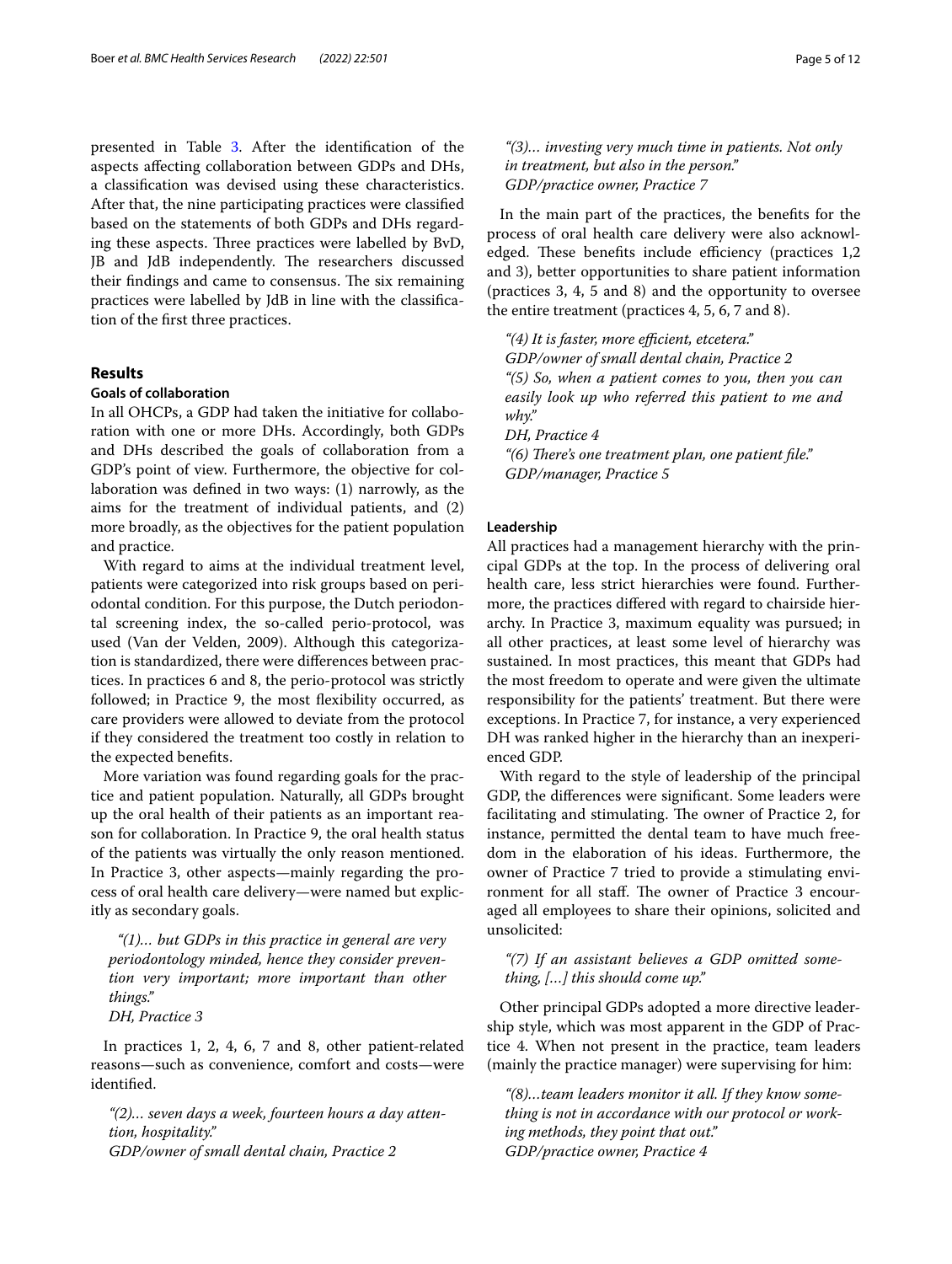presented in Table 3. After the identification of the aspects affecting collaboration between GDPs and DHs, a classification was devised using these characteristics. After that, the nine participating practices were classified based on the statements of both GDPs and DHs regarding these aspects. Three practices were labelled by BvD, JB and JdB independently. The researchers discussed their findings and came to consensus. The six remaining practices were labelled by JdB in line with the classification of the first three practices.

## Results

### Goals of collaboration

In all OHCPs, a GDP had taken the initiative for collaboration with one or more DHs. Accordingly, both GDPs and DHs described the goals of collaboration from a GDP's point of view. Furthermore, the objective for collaboration was defined in two ways: (1) narrowly, as the aims for the treatment of individual patients, and (2) more broadly, as the objectives for the patient population and practice.

With regard to aims at the individual treatment level, patients were categorized into risk groups based on periodontal condition. For this purpose, the Dutch periodontal screening index, the so-called perio-protocol, was used (Van der Velden, 2009). Although this categorization is standardized, there were differences between practices. In practices 6 and 8, the perio-protocol was strictly followed; in Practice 9, the most flexibility occurred, as care providers were allowed to deviate from the protocol if they considered the treatment too costly in relation to the expected benefits.

More variation was found regarding goals for the practice and patient population. Naturally, all GDPs brought up the oral health of their patients as an important reason for collaboration. In Practice 9, the oral health status of the patients was virtually the only reason mentioned. In Practice 3, other aspects—mainly regarding the process of oral health care delivery—were named but explicitly as secondary goals.

> *"(1)... but GDPs in this practice in general are very periodontology minded, hence they consider prevention very important; more important than other things."*
> *DH, Practice 3*

In practices 1, 2, 4, 6, 7 and 8, other patient-related reasons—such as convenience, comfort and costs—were identified.

> *"(2)... seven days a week, fourteen hours a day attention, hospitality."*
> *GDP/owner of small dental chain, Practice 2*

> *"(3)... investing very much time in patients. Not only in treatment, but also in the person."*
> *GDP/practice owner, Practice 7*

In the main part of the practices, the benefits for the process of oral health care delivery were also acknowledged. These benefits include efficiency (practices 1,2 and 3), better opportunities to share patient information (practices 3, 4, 5 and 8) and the opportunity to oversee the entire treatment (practices 4, 5, 6, 7 and 8).

> *"(4) It is faster, more efficient, etcetera."*
> *GDP/owner of small dental chain, Practice 2*
> *"(5) So, when a patient comes to you, then you can easily look up who referred this patient to me and why."*
> *DH, Practice 4*
> *"(6) There's one treatment plan, one patient file."*
> *GDP/manager, Practice 5*

### Leadership

All practices had a management hierarchy with the principal GDPs at the top. In the process of delivering oral health care, less strict hierarchies were found. Furthermore, the practices differed with regard to chairside hierarchy. In Practice 3, maximum equality was pursued; in all other practices, at least some level of hierarchy was sustained. In most practices, this meant that GDPs had the most freedom to operate and were given the ultimate responsibility for the patients' treatment. But there were exceptions. In Practice 7, for instance, a very experienced DH was ranked higher in the hierarchy than an inexperienced GDP.

With regard to the style of leadership of the principal GDP, the differences were significant. Some leaders were facilitating and stimulating. The owner of Practice 2, for instance, permitted the dental team to have much freedom in the elaboration of his ideas. Furthermore, the owner of Practice 7 tried to provide a stimulating environment for all staff. The owner of Practice 3 encouraged all employees to share their opinions, solicited and unsolicited:

> *"(7) If an assistant believes a GDP omitted something, [...] this should come up."*

Other principal GDPs adopted a more directive leadership style, which was most apparent in the GDP of Practice 4. When not present in the practice, team leaders (mainly the practice manager) were supervising for him:

> *"(8)...team leaders monitor it all. If they know something is not in accordance with our protocol or working methods, they point that out."*
> *GDP/practice owner, Practice 4*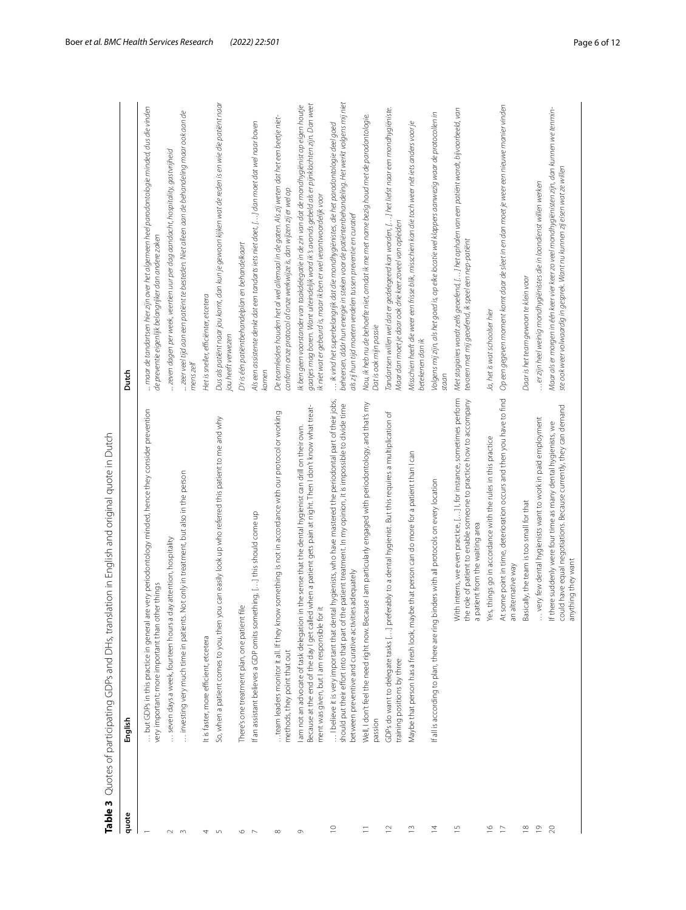**Table 3** Quotes of participating GDPs and DHs, translation in English and original quote in Dutch

| quote | English | Dutch |
|---|---|---|
| 1 | … but GDPs in this practice in general are very periodontology minded, hence they consider prevention very important; more important than other things | … maar de tandartsen hier zijn over het algemeen heel parodontologie minded, dus die vinden de preventie eigenlijk belangrijker dan andere zaken |
| 2 | … seven days a week, fourteen hours a day attention, hospitality | … zeven dagen per week, veertien uur per dag aandacht, hospitality, gastvrijheid |
| 3 | … investing very much time in patients. Not only in treatment, but also in the person | …zeer veel tijd aan een patiënt te besteden. Niet alleen aan de behandeling maar ook aan de mens zelf |
| 4 | It is faster, more efficient, etcetera | Het is sneller, efficiënter, etcetera |
| 5 | So, when a patient comes to you, then you can easily look up who referred this patient to me and why | Dus als patiënt naar jou komt, dan kun je gewoon kijken wat de reden is en wie die patiënt naar jou heeft verwezen |
| 6 | There's one treatment plan, one patient file | D'r is één patiëntbehandelplan en behandelkaart |
| 7 | If an assistant believes a GDP omits something, […] this should come up | Als een assistente denkt dat een tandarts iets niet doet, […] dan moet dat wel naar boven komen |
| 8 | …team leaders monitor it all. If they know something is not in accordance with our protocol or working methods, they point that out | De teamleiders houden het al wel allemaal in de gaten. Als zij weten dat het een beetje niet-conform onze protocol of onze werkwijze is, dan wijzen zij er wel op |
| 9 | I am not an advocate of task delegation in the sense that the dental hygienist can drill on their own. Because at the end of the day I get called when a patient gets pain at night. Then I don't know what treatment was given, but I am responsible for it | Ik ben geen voorstander van taakdelegatie in de zin van dat de mondhygiënist op eigen houtje gaatjes mag boren. Want uiteindelijk word ik 's avonds gebeld als er pijnklachten zijn. Dan weet ik niet wat er gebeurd is, maar ik ben er wel verantwoordelijk voor |
| 10 | … I believe it is very important that dental hygienists, who have mastered the periodontal part of their jobs, should put their effort into that part of the patient treatment. In my opinion, it is impossible to divide time between preventive and curative activities adequately | … ik vind het superbelangrijk dat die mondhygiënistes, die het parodontologie deel goed beheersen, dáár hun energie in steken voor patiëntenbehandeling. Het werkt volgens mij niet als zij hun tijd moeten verdelen tussen preventie en curatief |
| 11 | Well, I don't feel the need right now. Because I am particularly engaged with periodontology, and that's my passion | Nou, ik heb nu de behoefte niet, omdat ik me met name bezig houd met de parodontologie. Dat is ook mijn passie |
| 12 | GDPs do want to delegate tasks […] preferably to a dental hygienist. But this requires a multiplication of training positions by three | Tandartsen willen wel dat er gedelegeerd kan worden, […] het liefst naar een mondhygiëniste. Maar dan moet je daar ook drie keer zoveel van opleiden |
| 13 | Maybe that person has a fresh look, maybe that person can do more for a patient than I can | Misschien heeft die weer een frisse blik, misschien kan die toch weer nét iets anders voor je betekenen dan ik |
| 14 | If all is according to plan, there are ring binders with all protocols on every location | Volgens mij zijn, als het goed is, op elke locatie wel klappers aanwezig waar de protocollen in staan |
| 15 | With interns, we even practice, […] I, for instance, sometimes perform the role of patient to enable someone to practice how to accompany a patient from the waiting area | Met stagiaires wordt zelfs geoefend, […] het ophalen van een patiënt wordt, bijvoorbeeld, van tevoren met mij geoefend, ik speel een nep-patiënt |
| 16 | Yes, things go in accordance with the rules in this practice | Ja, het is wat schoolser hier |
| 17 | At some point in time, deterioration occurs and then you have to find an alternative way | Op een gegeven moment komt daar de sleet in en dan moet je weer een nieuwe manier vinden |
| 18 | Basically, the team is too small for that | Daar is het team gewoon te klein voor |
| 19 | … very few dental hygienists want to work in paid employment | …er zijn heel weinig mondhygiënistes die in loondienst willen werken |
| 20 | If there suddenly were four time as many dental hygienists, we could have equal negotiations. Because currently, they can demand anything they want | Maar als er morgen in één keer vier keer zo veel mondhygiënisten zijn, dan kunnen we tenminste ook weer volwaardig in gesprek. Want nu kunnen zij eisen wat ze willen |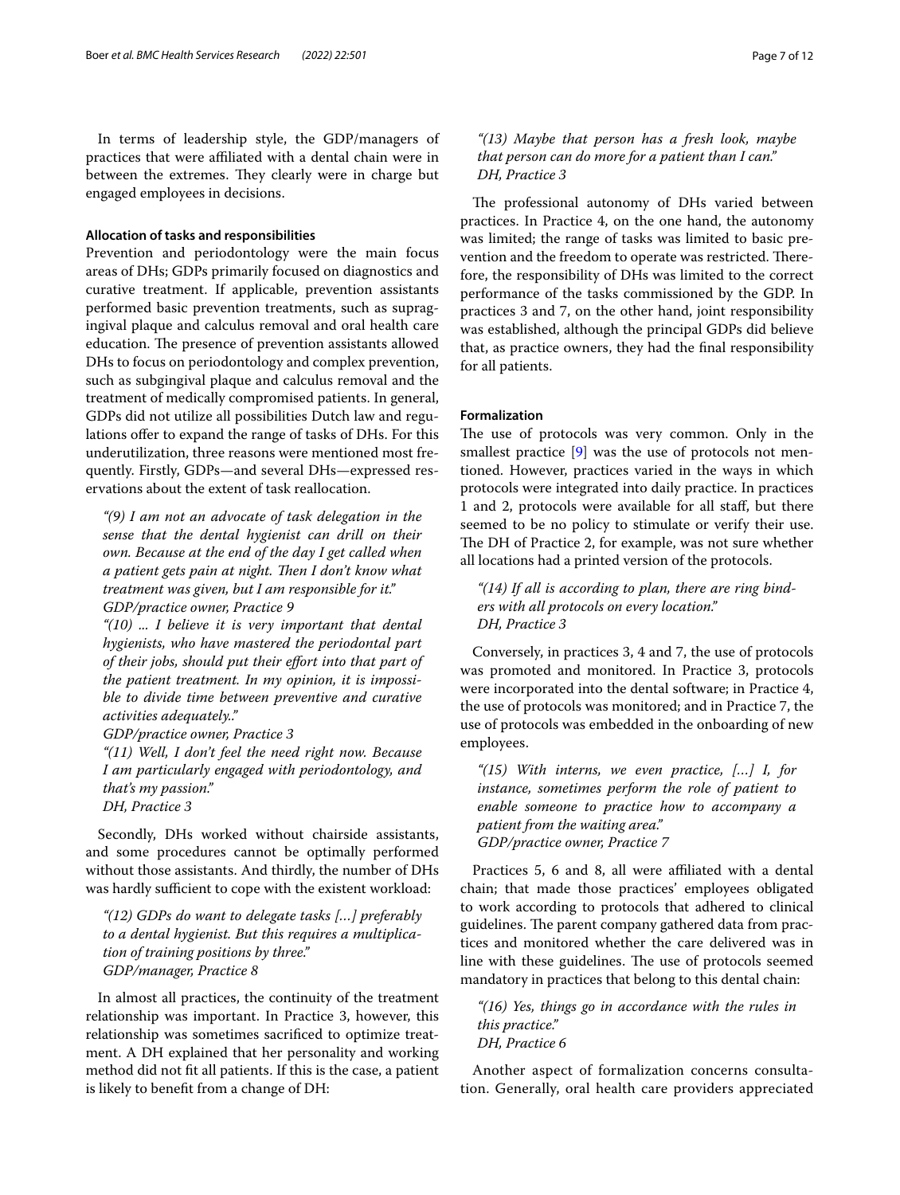In terms of leadership style, the GDP/managers of practices that were affiliated with a dental chain were in between the extremes. They clearly were in charge but engaged employees in decisions.

#### Allocation of tasks and responsibilities

Prevention and periodontology were the main focus areas of DHs; GDPs primarily focused on diagnostics and curative treatment. If applicable, prevention assistants performed basic prevention treatments, such as supragingival plaque and calculus removal and oral health care education. The presence of prevention assistants allowed DHs to focus on periodontology and complex prevention, such as subgingival plaque and calculus removal and the treatment of medically compromised patients. In general, GDPs did not utilize all possibilities Dutch law and regulations offer to expand the range of tasks of DHs. For this underutilization, three reasons were mentioned most frequently. Firstly, GDPs—and several DHs—expressed reservations about the extent of task reallocation.

> *"(9) I am not an advocate of task delegation in the sense that the dental hygienist can drill on their own. Because at the end of the day I get called when a patient gets pain at night. Then I don't know what treatment was given, but I am responsible for it."*
> *GDP/practice owner, Practice 9*
>
> *"(10) ... I believe it is very important that dental hygienists, who have mastered the periodontal part of their jobs, should put their effort into that part of the patient treatment. In my opinion, it is impossible to divide time between preventive and curative activities adequately.."*
> *GDP/practice owner, Practice 3*
>
> *"(11) Well, I don't feel the need right now. Because I am particularly engaged with periodontology, and that's my passion."*
> *DH, Practice 3*

Secondly, DHs worked without chairside assistants, and some procedures cannot be optimally performed without those assistants. And thirdly, the number of DHs was hardly sufficient to cope with the existent workload:

> *"(12) GDPs do want to delegate tasks [...] preferably to a dental hygienist. But this requires a multiplication of training positions by three."*
> *GDP/manager, Practice 8*

In almost all practices, the continuity of the treatment relationship was important. In Practice 3, however, this relationship was sometimes sacrificed to optimize treatment. A DH explained that her personality and working method did not fit all patients. If this is the case, a patient is likely to benefit from a change of DH:

> *"(13) Maybe that person has a fresh look, maybe that person can do more for a patient than I can."*
> *DH, Practice 3*

The professional autonomy of DHs varied between practices. In Practice 4, on the one hand, the autonomy was limited; the range of tasks was limited to basic prevention and the freedom to operate was restricted. Therefore, the responsibility of DHs was limited to the correct performance of the tasks commissioned by the GDP. In practices 3 and 7, on the other hand, joint responsibility was established, although the principal GDPs did believe that, as practice owners, they had the final responsibility for all patients.

#### Formalization

The use of protocols was very common. Only in the smallest practice [9] was the use of protocols not mentioned. However, practices varied in the ways in which protocols were integrated into daily practice. In practices 1 and 2, protocols were available for all staff, but there seemed to be no policy to stimulate or verify their use. The DH of Practice 2, for example, was not sure whether all locations had a printed version of the protocols.

> *"(14) If all is according to plan, there are ring binders with all protocols on every location."*
> *DH, Practice 3*

Conversely, in practices 3, 4 and 7, the use of protocols was promoted and monitored. In Practice 3, protocols were incorporated into the dental software; in Practice 4, the use of protocols was monitored; and in Practice 7, the use of protocols was embedded in the onboarding of new employees.

> *"(15) With interns, we even practice, [...] I, for instance, sometimes perform the role of patient to enable someone to practice how to accompany a patient from the waiting area."*
> *GDP/practice owner, Practice 7*

Practices 5, 6 and 8, all were affiliated with a dental chain; that made those practices' employees obligated to work according to protocols that adhered to clinical guidelines. The parent company gathered data from practices and monitored whether the care delivered was in line with these guidelines. The use of protocols seemed mandatory in practices that belong to this dental chain:

> *"(16) Yes, things go in accordance with the rules in this practice."*
> *DH, Practice 6*

Another aspect of formalization concerns consultation. Generally, oral health care providers appreciated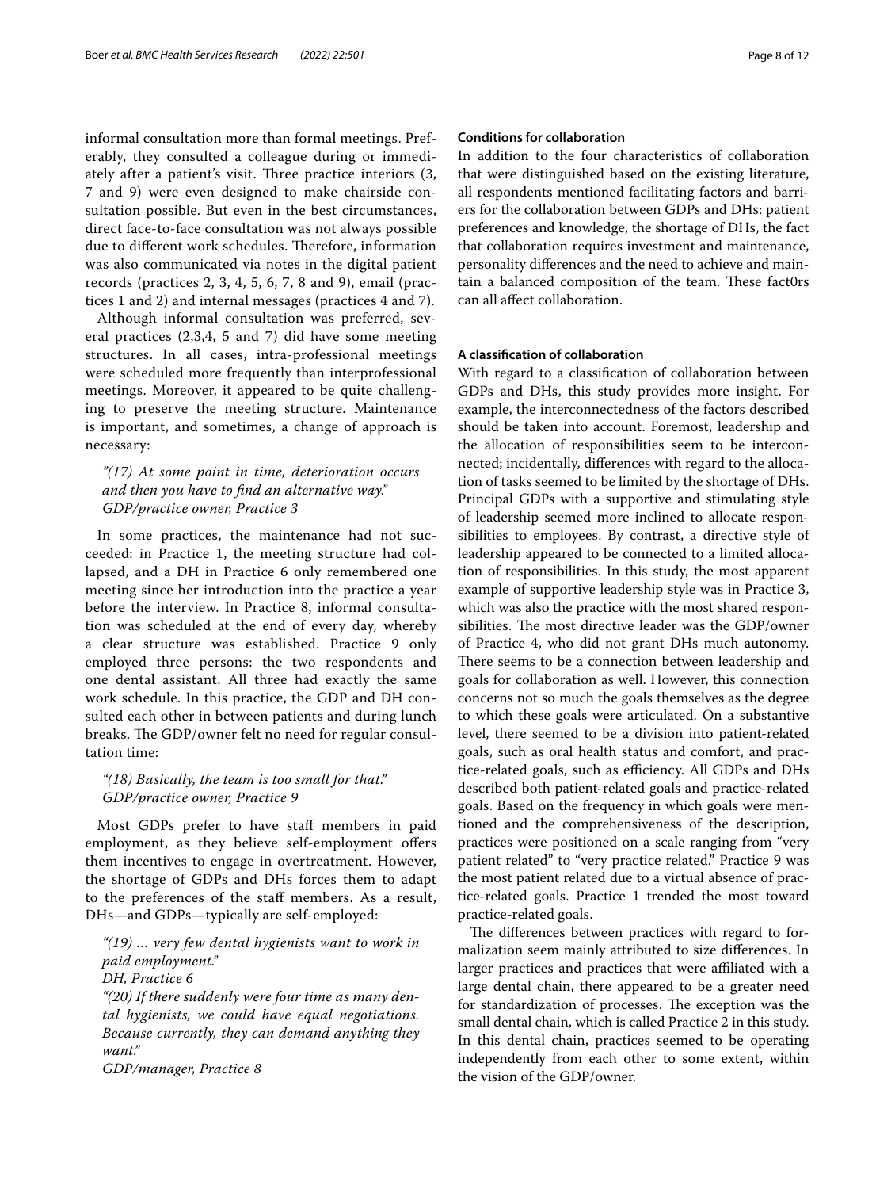informal consultation more than formal meetings. Preferably, they consulted a colleague during or immediately after a patient's visit. Three practice interiors (3, 7 and 9) were even designed to make chairside consultation possible. But even in the best circumstances, direct face-to-face consultation was not always possible due to different work schedules. Therefore, information was also communicated via notes in the digital patient records (practices 2, 3, 4, 5, 6, 7, 8 and 9), email (practices 1 and 2) and internal messages (practices 4 and 7).

Although informal consultation was preferred, several practices (2,3,4, 5 and 7) did have some meeting structures. In all cases, intra-professional meetings were scheduled more frequently than interprofessional meetings. Moreover, it appeared to be quite challenging to preserve the meeting structure. Maintenance is important, and sometimes, a change of approach is necessary:

> *"(17) At some point in time, deterioration occurs and then you have to find an alternative way."*
> *GDP/practice owner, Practice 3*

In some practices, the maintenance had not succeeded: in Practice 1, the meeting structure had collapsed, and a DH in Practice 6 only remembered one meeting since her introduction into the practice a year before the interview. In Practice 8, informal consultation was scheduled at the end of every day, whereby a clear structure was established. Practice 9 only employed three persons: the two respondents and one dental assistant. All three had exactly the same work schedule. In this practice, the GDP and DH consulted each other in between patients and during lunch breaks. The GDP/owner felt no need for regular consultation time:

> *"(18) Basically, the team is too small for that."*
> *GDP/practice owner, Practice 9*

Most GDPs prefer to have staff members in paid employment, as they believe self-employment offers them incentives to engage in overtreatment. However, the shortage of GDPs and DHs forces them to adapt to the preferences of the staff members. As a result, DHs—and GDPs—typically are self-employed:

> *"(19) ... very few dental hygienists want to work in paid employment."*
> *DH, Practice 6*
>
> *"(20) If there suddenly were four time as many dental hygienists, we could have equal negotiations. Because currently, they can demand anything they want."*
> *GDP/manager, Practice 8*

#### Conditions for collaboration

In addition to the four characteristics of collaboration that were distinguished based on the existing literature, all respondents mentioned facilitating factors and barriers for the collaboration between GDPs and DHs: patient preferences and knowledge, the shortage of DHs, the fact that collaboration requires investment and maintenance, personality differences and the need to achieve and maintain a balanced composition of the team. These fact0rs can all affect collaboration.

#### A classification of collaboration

With regard to a classification of collaboration between GDPs and DHs, this study provides more insight. For example, the interconnectedness of the factors described should be taken into account. Foremost, leadership and the allocation of responsibilities seem to be interconnected; incidentally, differences with regard to the allocation of tasks seemed to be limited by the shortage of DHs. Principal GDPs with a supportive and stimulating style of leadership seemed more inclined to allocate responsibilities to employees. By contrast, a directive style of leadership appeared to be connected to a limited allocation of responsibilities. In this study, the most apparent example of supportive leadership style was in Practice 3, which was also the practice with the most shared responsibilities. The most directive leader was the GDP/owner of Practice 4, who did not grant DHs much autonomy. There seems to be a connection between leadership and goals for collaboration as well. However, this connection concerns not so much the goals themselves as the degree to which these goals were articulated. On a substantive level, there seemed to be a division into patient-related goals, such as oral health status and comfort, and practice-related goals, such as efficiency. All GDPs and DHs described both patient-related goals and practice-related goals. Based on the frequency in which goals were mentioned and the comprehensiveness of the description, practices were positioned on a scale ranging from "very patient related" to "very practice related." Practice 9 was the most patient related due to a virtual absence of practice-related goals. Practice 1 trended the most toward practice-related goals.

The differences between practices with regard to formalization seem mainly attributed to size differences. In larger practices and practices that were affiliated with a large dental chain, there appeared to be a greater need for standardization of processes. The exception was the small dental chain, which is called Practice 2 in this study. In this dental chain, practices seemed to be operating independently from each other to some extent, within the vision of the GDP/owner.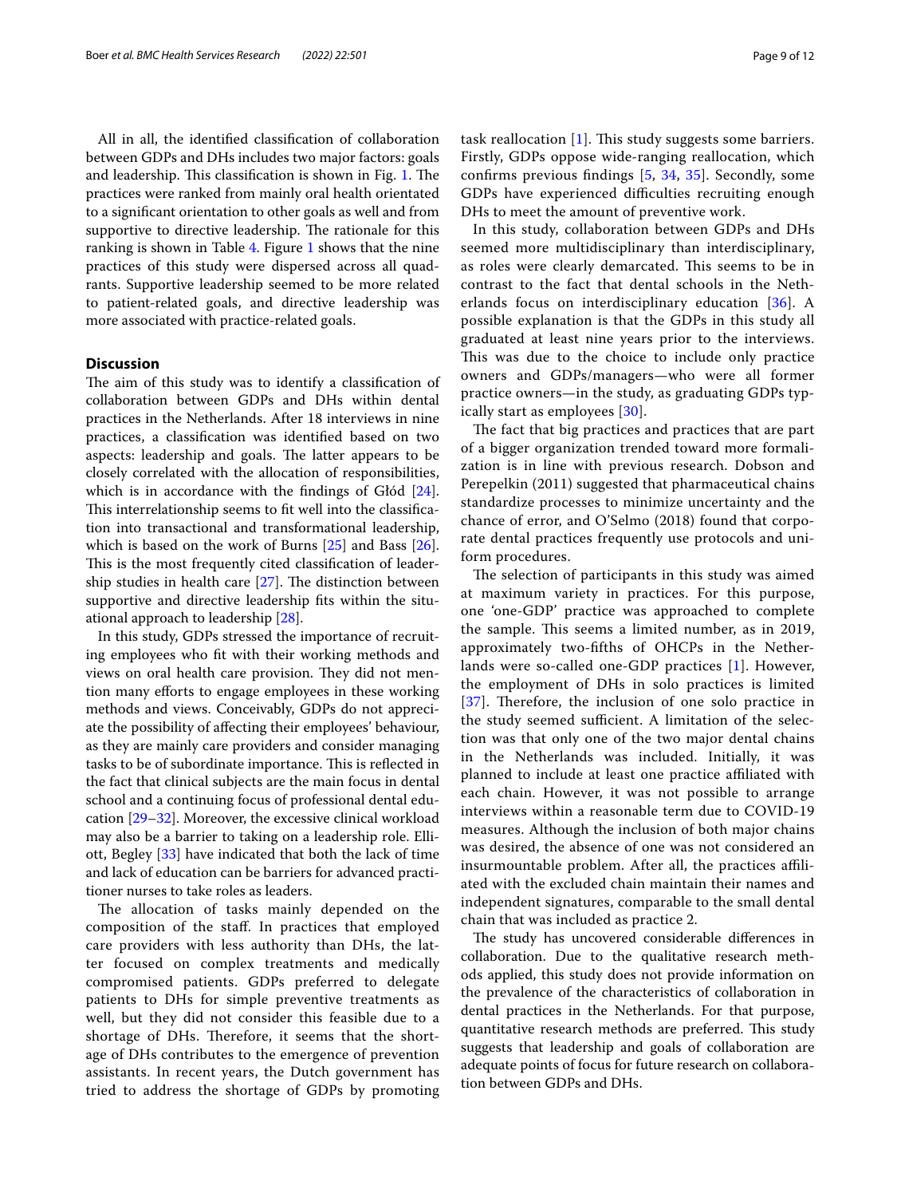All in all, the identified classification of collaboration between GDPs and DHs includes two major factors: goals and leadership. This classification is shown in Fig. 1. The practices were ranked from mainly oral health orientated to a significant orientation to other goals as well and from supportive to directive leadership. The rationale for this ranking is shown in Table 4. Figure 1 shows that the nine practices of this study were dispersed across all quadrants. Supportive leadership seemed to be more related to patient-related goals, and directive leadership was more associated with practice-related goals.

## Discussion

The aim of this study was to identify a classification of collaboration between GDPs and DHs within dental practices in the Netherlands. After 18 interviews in nine practices, a classification was identified based on two aspects: leadership and goals. The latter appears to be closely correlated with the allocation of responsibilities, which is in accordance with the findings of Głód [24]. This interrelationship seems to fit well into the classification into transactional and transformational leadership, which is based on the work of Burns [25] and Bass [26]. This is the most frequently cited classification of leadership studies in health care [27]. The distinction between supportive and directive leadership fits within the situational approach to leadership [28].

In this study, GDPs stressed the importance of recruiting employees who fit with their working methods and views on oral health care provision. They did not mention many efforts to engage employees in these working methods and views. Conceivably, GDPs do not appreciate the possibility of affecting their employees' behaviour, as they are mainly care providers and consider managing tasks to be of subordinate importance. This is reflected in the fact that clinical subjects are the main focus in dental school and a continuing focus of professional dental education [29–32]. Moreover, the excessive clinical workload may also be a barrier to taking on a leadership role. Elliott, Begley [33] have indicated that both the lack of time and lack of education can be barriers for advanced practitioner nurses to take roles as leaders.

The allocation of tasks mainly depended on the composition of the staff. In practices that employed care providers with less authority than DHs, the latter focused on complex treatments and medically compromised patients. GDPs preferred to delegate patients to DHs for simple preventive treatments as well, but they did not consider this feasible due to a shortage of DHs. Therefore, it seems that the shortage of DHs contributes to the emergence of prevention assistants. In recent years, the Dutch government has tried to address the shortage of GDPs by promoting task reallocation [1]. This study suggests some barriers. Firstly, GDPs oppose wide-ranging reallocation, which confirms previous findings [5, 34, 35]. Secondly, some GDPs have experienced difficulties recruiting enough DHs to meet the amount of preventive work.

In this study, collaboration between GDPs and DHs seemed more multidisciplinary than interdisciplinary, as roles were clearly demarcated. This seems to be in contrast to the fact that dental schools in the Netherlands focus on interdisciplinary education [36]. A possible explanation is that the GDPs in this study all graduated at least nine years prior to the interviews. This was due to the choice to include only practice owners and GDPs/managers—who were all former practice owners—in the study, as graduating GDPs typically start as employees [30].

The fact that big practices and practices that are part of a bigger organization trended toward more formalization is in line with previous research. Dobson and Perepelkin (2011) suggested that pharmaceutical chains standardize processes to minimize uncertainty and the chance of error, and O'Selmo (2018) found that corporate dental practices frequently use protocols and uniform procedures.

The selection of participants in this study was aimed at maximum variety in practices. For this purpose, one 'one-GDP' practice was approached to complete the sample. This seems a limited number, as in 2019, approximately two-fifths of OHCPs in the Netherlands were so-called one-GDP practices [1]. However, the employment of DHs in solo practices is limited [37]. Therefore, the inclusion of one solo practice in the study seemed sufficient. A limitation of the selection was that only one of the two major dental chains in the Netherlands was included. Initially, it was planned to include at least one practice affiliated with each chain. However, it was not possible to arrange interviews within a reasonable term due to COVID-19 measures. Although the inclusion of both major chains was desired, the absence of one was not considered an insurmountable problem. After all, the practices affiliated with the excluded chain maintain their names and independent signatures, comparable to the small dental chain that was included as practice 2.

The study has uncovered considerable differences in collaboration. Due to the qualitative research methods applied, this study does not provide information on the prevalence of the characteristics of collaboration in dental practices in the Netherlands. For that purpose, quantitative research methods are preferred. This study suggests that leadership and goals of collaboration are adequate points of focus for future research on collaboration between GDPs and DHs.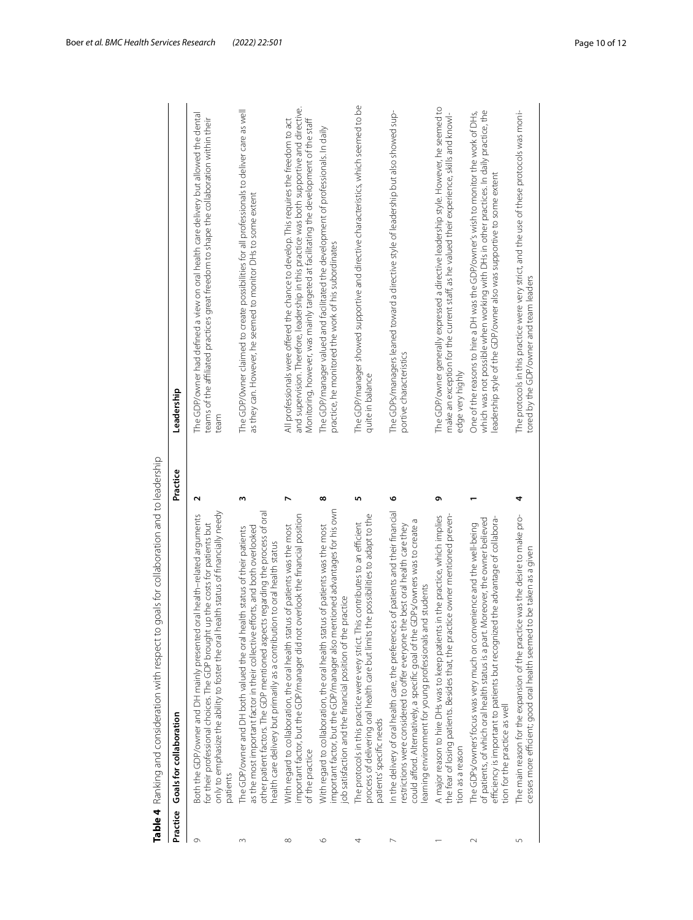**Table 4** Ranking and consideration with respect to goals for collaboration and to leadership

| Practice | Goals for collaboration | Practice | Leadership |
|---|---|---|---|
| 9 | Both the GDP/owner and DH mainly presented oral health–related arguments for their professional choices. The GDP brought up the costs for patients but only to emphasize the ability to foster the oral health status of financially needy patients | 2 | The GDP/owner had defined a view on oral health care delivery but allowed the dental teams of the affiliated practices great freedom to shape the collaboration within their team |
| 3 | The GDP/owner and DH both valued the oral health status of their patients as the most important factor in their collective efforts, and both overlooked other patient factors. The GDP mentioned aspects regarding the process of oral health care delivery but primarily as a contribution to oral health status | 3 | The GDP/0wner claimed to create possibilities for all professionals to deliver care as well as they can. However, he seemed to monitor DHs to some extent |
| 8 | With regard to collaboration, the oral health status of patients was the most important factor, but the GDP/manager did not overlook the financial position of the practice | 7 | All professionals were offered the chance to develop. This requires the freedom to act and supervision. Therefore, leadership in this practice was both supportive and directive. Monitoring, however, was mainly targeted at facilitating the development of the staff |
| 6 | With regard to collaboration, the oral health status of patients was the most important factor, but the GDP/manager also mentioned advantages for his own job satisfaction and the financial position of the practice | 8 | The GDP/manager valued and facilitated the development of professionals. In daily practice, he monitored the work of his subordinates |
| 4 | The protocols in this practice were very strict. This contributes to an efficient process of delivering oral health care but limits the possibilities to adapt to the patients' specific needs | 5 | The GDP/manager showed supportive and directive characteristics, which seemed to be quite in balance |
| 7 | In the delivery of oral health care, the preferences of patients and their financial restrictions were considered to offer everyone the best oral health care they could afford. Alternatively, a specific goal of the GDPs/owners was to create a learning environment for young professionals and students | 6 | The GDPs/managers leaned toward a directive style of leadership but also showed supportive characteristics |
| 1 | A major reason to hire DHs was to keep patients in the practice, which implies the fear of losing patients. Besides that, the practice owner mentioned prevention as a reason | 9 | The GDP/owner generally expressed a directive leadership style. However, he seemed to make an exception for the current staff, as he valued their experience, skills and knowledge very highly |
| 2 | The GDPs/owners' focus was very much on convenience and the well-being of patients, of which oral health status is a part. Moreover, the owner believed efficiency is important to patients but recognized the advantage of collaboration for the practice as well | 1 | One of the reasons to hire a DH was the GDP/owner's wish to monitor the work of DHs, which was not possible when working with DHs in other practices. In daily practice, the leadership style of the GDP/owner also was supportive to some extent |
| 5 | The main reason for the expansion of the practice was the desire to make processes more efficient; good oral health seemed to be taken as a given | 4 | The protocols in this practice were very strict, and the use of these protocols was monitored by the GDP/owner and team leaders |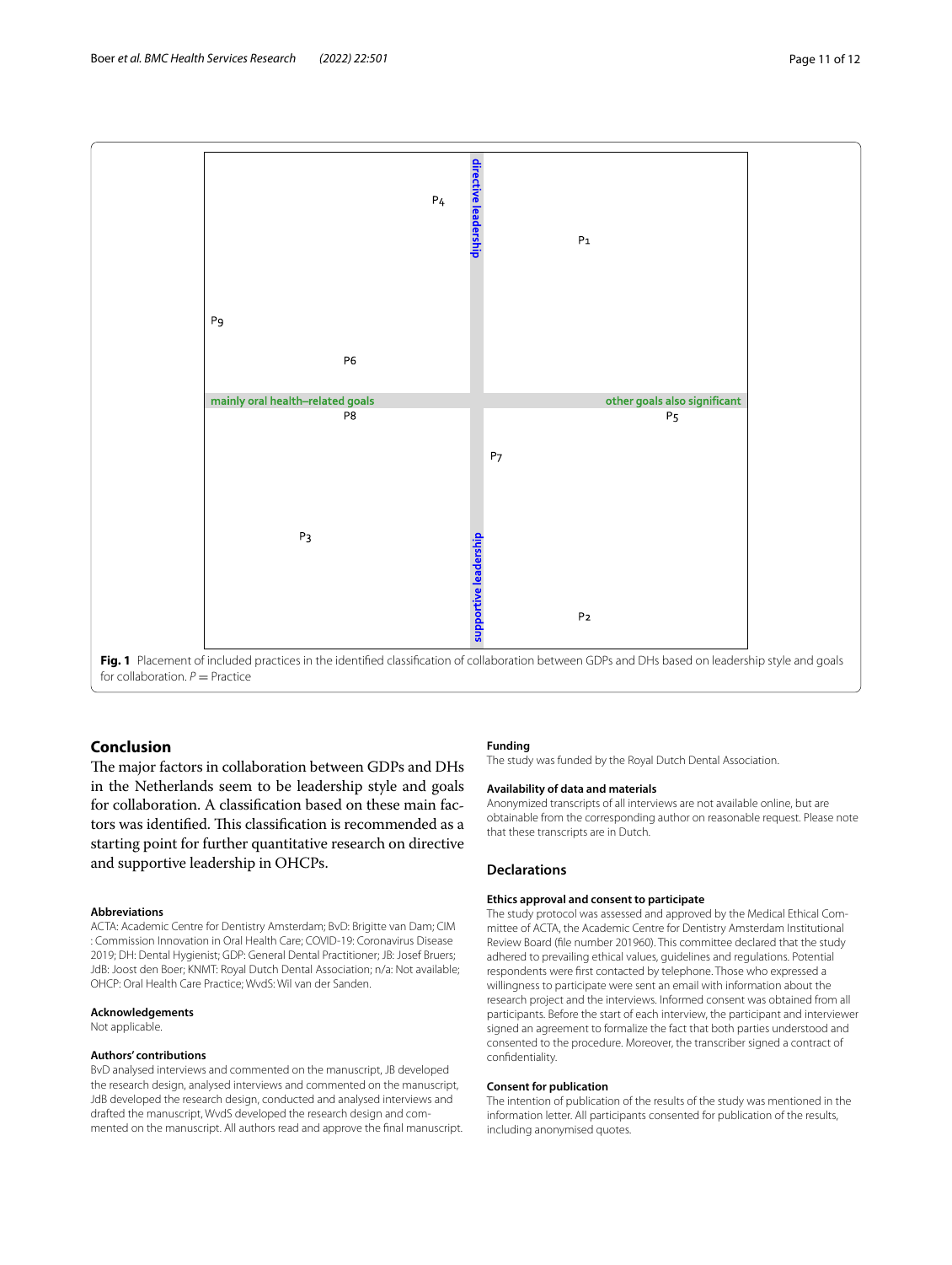directive leadership

P4

P1

P9

P6

mainly oral health–related goals

other goals also significant

P8

P5

P7

P3

supportive leadership

P2

**Fig. 1** Placement of included practices in the identified classification of collaboration between GDPs and DHs based on leadership style and goals for collaboration. *P* = Practice

## Conclusion

The major factors in collaboration between GDPs and DHs in the Netherlands seem to be leadership style and goals for collaboration. A classification based on these main factors was identified. This classification is recommended as a starting point for further quantitative research on directive and supportive leadership in OHCPs.

### Abbreviations

ACTA: Academic Centre for Dentistry Amsterdam; BvD: Brigitte van Dam; CIM : Commission Innovation in Oral Health Care; COVID-19: Coronavirus Disease 2019; DH: Dental Hygienist; GDP: General Dental Practitioner; JB: Josef Bruers; JdB: Joost den Boer; KNMT: Royal Dutch Dental Association; n/a: Not available; OHCP: Oral Health Care Practice; WvdS: Wil van der Sanden.

### Acknowledgements

Not applicable.

### Authors' contributions

BvD analysed interviews and commented on the manuscript, JB developed the research design, analysed interviews and commented on the manuscript, JdB developed the research design, conducted and analysed interviews and drafted the manuscript, WvdS developed the research design and commented on the manuscript. All authors read and approve the final manuscript.

### Funding

The study was funded by the Royal Dutch Dental Association.

### Availability of data and materials

Anonymized transcripts of all interviews are not available online, but are obtainable from the corresponding author on reasonable request. Please note that these transcripts are in Dutch.

## Declarations

### Ethics approval and consent to participate

The study protocol was assessed and approved by the Medical Ethical Committee of ACTA, the Academic Centre for Dentistry Amsterdam Institutional Review Board (file number 201960). This committee declared that the study adhered to prevailing ethical values, guidelines and regulations. Potential respondents were first contacted by telephone. Those who expressed a willingness to participate were sent an email with information about the research project and the interviews. Informed consent was obtained from all participants. Before the start of each interview, the participant and interviewer signed an agreement to formalize the fact that both parties understood and consented to the procedure. Moreover, the transcriber signed a contract of confidentiality.

### Consent for publication

The intention of publication of the results of the study was mentioned in the information letter. All participants consented for publication of the results, including anonymised quotes.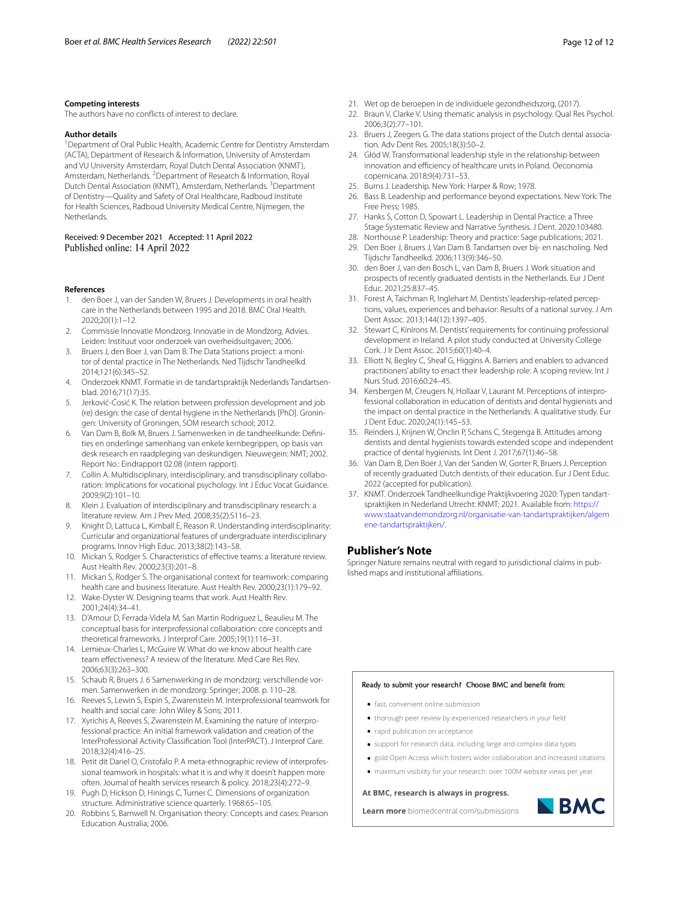**Competing interests**

The authors have no conflicts of interest to declare.

**Author details**

[1]Department of Oral Public Health, Academic Centre for Dentistry Amsterdam (ACTA), Department of Research & Information, University of Amsterdam and VU University Amsterdam, Royal Dutch Dental Association (KNMT), Amsterdam, Netherlands. [2]Department of Research & Information, Royal Dutch Dental Association (KNMT), Amsterdam, Netherlands. [3]Department of Dentistry—Quality and Safety of Oral Healthcare, Radboud Institute for Health Sciences, Radboud University Medical Centre, Nijmegen, the Netherlands.

Received: 9 December 2021 Accepted: 11 April 2022
Published online: 14 April 2022

**References**

1. den Boer J, van der Sanden W, Bruers J. Developments in oral health care in the Netherlands between 1995 and 2018. BMC Oral Health. 2020;20(1):1–12.
2. Commissie Innovatie Mondzorg. Innovatie in de Mondzorg, Advies. Leiden: Instituut voor onderzoek van overheidsuitgaven; 2006.
3. Bruers J, den Boer J, van Dam B. The Data Stations project: a monitor of dental practice in The Netherlands. Ned Tijdschr Tandheelkd. 2014;121(6):345–52.
4. Onderzoek KNMT. Formatie in de tandartspraktijk Nederlands Tandartsenblad. 2016;71(17):35.
5. Jerković-Ćosić K. The relation between profession development and job (re) design: the case of dental hygiene in the Netherlands [PhD]. Groningen: University of Groningen, SOM research school; 2012.
6. Van Dam B, Bolk M, Bruers J. Samenwerken in de tandheelkunde: Definities en onderlinge samenhang van enkele kernbegrippen, op basis van desk research en raadpleging van deskundigen. Nieuwegein: NMT; 2002. Report No.: Eindrapport 02.08 (intern rapport).
7. Collin A. Multidisciplinary, interdisciplinary, and transdisciplinary collaboration: Implications for vocational psychology. Int J Educ Vocat Guidance. 2009;9(2):101–10.
8. Klein J. Evaluation of interdisciplinary and transdisciplinary research: a literature review. Am J Prev Med. 2008;35(2):S116–23.
9. Knight D, Lattuca L, Kimball E, Reason R. Understanding interdisciplinarity: Curricular and organizational features of undergraduate interdisciplinary programs. Innov High Educ. 2013;38(2):143–58.
10. Mickan S, Rodger S. Characteristics of effective teams: a literature review. Aust Health Rev. 2000;23(3):201–8.
11. Mickan S, Rodger S. The organisational context for teamwork: comparing health care and business literature. Aust Health Rev. 2000;23(1):179–92.
12. Wake-Dyster W. Designing teams that work. Aust Health Rev. 2001;24(4):34–41.
13. D'Amour D, Ferrada-Videla M, San Martin Rodriguez L, Beaulieu M. The conceptual basis for interprofessional collaboration: core concepts and theoretical frameworks. J Interprof Care. 2005;19(1):116–31.
14. Lemieux-Charles L, McGuire W. What do we know about health care team effectiveness? A review of the literature. Med Care Res Rev. 2006;63(3):263–300.
15. Schaub R, Bruers J. 6 Samenwerking in de mondzorg: verschillende vormen. Samenwerken in de mondzorg: Springer; 2008. p. 110–28.
16. Reeves S, Lewin S, Espin S, Zwarenstein M. Interprofessional teamwork for health and social care: John Wiley & Sons; 2011.
17. Xyrichis A, Reeves S, Zwarenstein M. Examining the nature of interprofessional practice: An initial framework validation and creation of the InterProfessional Activity Classification Tool (InterPACT). J Interprof Care. 2018;32(4):416–25.
18. Petit dit Dariel O, Cristofalo P. A meta-ethnographic review of interprofessional teamwork in hospitals: what it is and why it doesn't happen more often. Journal of health services research & policy. 2018;23(4):272–9.
19. Pugh D, Hickson D, Hinings C, Turner C. Dimensions of organization structure. Administrative science quarterly. 1968:65–105.
20. Robbins S, Barnwell N. Organisation theory: Concepts and cases: Pearson Education Australia; 2006.
21. Wet op de beroepen in de individuele gezondheidszorg, (2017).
22. Braun V, Clarke V. Using thematic analysis in psychology. Qual Res Psychol. 2006;3(2):77–101.
23. Bruers J, Zeegers G. The data stations project of the Dutch dental association. Adv Dent Res. 2005;18(3):50–2.
24. Głód W. Transformational leadership style in the relationship between innovation and efficiency of healthcare units in Poland. Oeconomia copernicana. 2018;9(4):731–53.
25. Burns J. Leadership. New York: Harper & Row; 1978.
26. Bass B. Leadership and performance beyond expectations. New York: The Free Press; 1985.
27. Hanks S, Cotton D, Spowart L. Leadership in Dental Practice: a Three Stage Systematic Review and Narrative Synthesis. J Dent. 2020:103480.
28. Northouse P. Leadership: Theory and practice: Sage publications; 2021.
29. Den Boer J, Bruers J, Van Dam B. Tandartsen over bij- en nascholing. Ned Tijdschr Tandheelkd. 2006;113(9):346–50.
30. den Boer J, van den Bosch L, van Dam B, Bruers J. Work situation and prospects of recently graduated dentists in the Netherlands. Eur J Dent Educ. 2021;25:837–45.
31. Forest A, Taichman R, Inglehart M. Dentists' leadership-related perceptions, values, experiences and behavior: Results of a national survey. J Am Dent Assoc. 2013;144(12):1397–405.
32. Stewart C, Kinirons M. Dentists' requirements for continuing professional development in Ireland. A pilot study conducted at University College Cork. J Ir Dent Assoc. 2015;60(1):40–4.
33. Elliott N, Begley C, Sheaf G, Higgins A. Barriers and enablers to advanced practitioners' ability to enact their leadership role: A scoping review. Int J Nurs Stud. 2016;60:24–45.
34. Kersbergen M, Creugers N, Hollaar V, Laurant M. Perceptions of interprofessional collaboration in education of dentists and dental hygienists and the impact on dental practice in the Netherlands: A qualitative study. Eur J Dent Educ. 2020;24(1):145–53.
35. Reinders J, Krijnen W, Onclin P, Schans C, Stegenga B. Attitudes among dentists and dental hygienists towards extended scope and independent practice of dental hygienists. Int Dent J. 2017;67(1):46–58.
36. Van Dam B, Den Boer J, Van der Sanden W, Gorter R, Bruers J. Perception of recently graduated Dutch dentists of their education. Eur J Dent Educ. 2022 (accepted for publication).
37. KNMT. Onderzoek Tandheelkundige Praktijkvoering 2020: Typen tandartspraktijken in Nederland Utrecht: KNMT; 2021. Available from: https://www.staatvandemondzorg.nl/organisatie-van-tandartspraktijken/algemene-tandartspraktijken/.

## Publisher's Note

Springer Nature remains neutral with regard to jurisdictional claims in published maps and institutional affiliations.

Ready to submit your research? Choose BMC and benefit from:

- fast, convenient online submission
- thorough peer review by experienced researchers in your field
- rapid publication on acceptance
- support for research data, including large and complex data types
- gold Open Access which fosters wider collaboration and increased citations
- maximum visibility for your research: over 100M website views per year

**At BMC, research is always in progress.**

**Learn more** biomedcentral.com/submissions